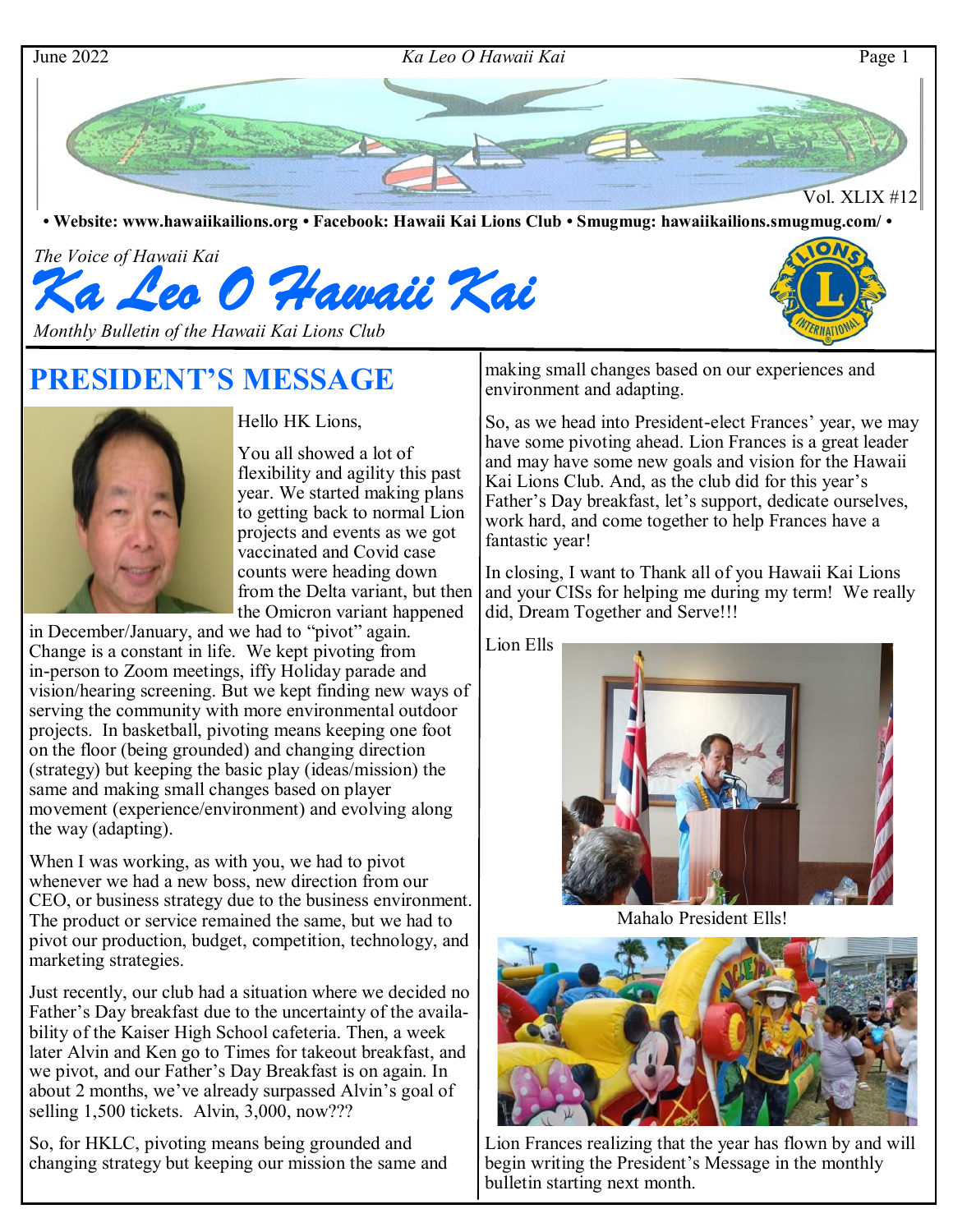• Website: www.hawaiikailions.org • Facebook: Hawaii Kai Lions Club • Smugmug: hawaiikailions.smugmug.com/ •

*The Voice of Hawaii Kai*

# *Ka Leo O Hawaii Kai*

*Monthly Bulletin of the Hawaii Kai Lions Club*

## PRESIDENT'S MESSAGE

Hello HK Lions,

You all showed a lot of flexibility and agility this past year. We started making plans to getting back to normal Lion projects and events as we got vaccinated and Covid case counts were heading down from the Delta variant, but then the Omicron variant happened in December/January, and we had to "pivot" again. Change is a constant in life. We kept pivoting from in-person to Zoom meetings, iffy Holiday parade and vision/hearing screening. But we kept finding new ways of serving the community with more environmental outdoor projects. In basketball, pivoting means keeping one foot on the floor (being grounded) and changing direction (strategy) but keeping the basic play (ideas/mission) the same and making small changes based on player movement (experience/environment) and evolving along the way (adapting).

When I was working, as with you, we had to pivot whenever we had a new boss, new direction from our CEO, or business strategy due to the business environment. The product or service remained the same, but we had to pivot our production, budget, competition, technology, and marketing strategies.

Just recently, our club had a situation where we decided no Father's Day breakfast due to the uncertainty of the availability of the Kaiser High School cafeteria. Then, a week later Alvin and Ken go to Times for takeout breakfast, and we pivot, and our Father's Day Breakfast is on again. In about 2 months, we've already surpassed Alvin's goal of selling 1,500 tickets. Alvin, 3,000, now???

So, for HKLC, pivoting means being grounded and changing strategy but keeping our mission the same and making small changes based on our experiences and environment and adapting.

So, as we head into President-elect Frances' year, we may have some pivoting ahead. Lion Frances is a great leader and may have some new goals and vision for the Hawaii Kai Lions Club. And, as the club did for this year's Father's Day breakfast, let's support, dedicate ourselves, work hard, and come together to help Frances have a fantastic year!

In closing, I want to Thank all of you Hawaii Kai Lions and your CISs for helping me during my term! We really did, Dream Together and Serve!!!

Lion Ells

Mahalo President Ells!

Lion Frances realizing that the year has flown by and will begin writing the President's Message in the monthly bulletin starting next month.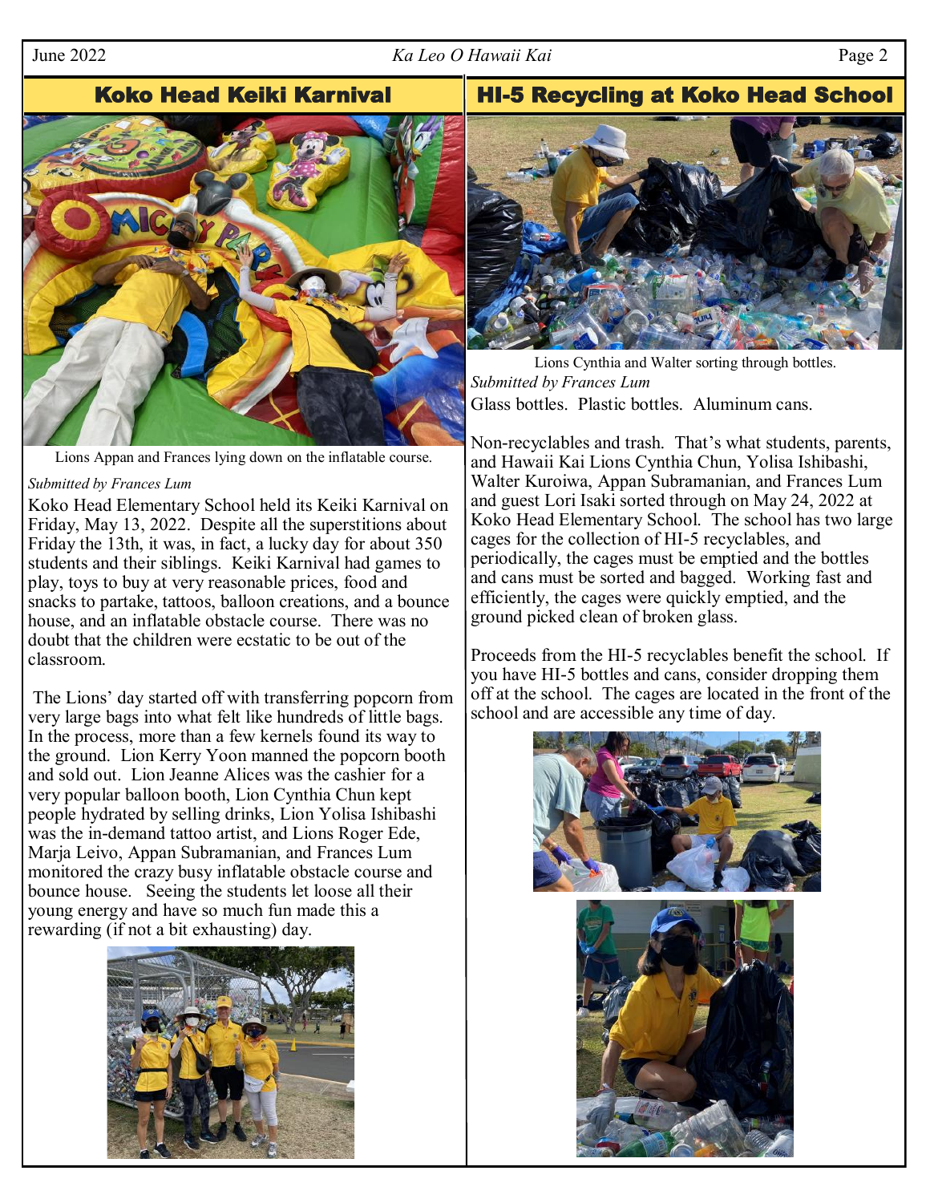## Koko Head Keiki Karnival

Lions Appan and Frances lying down on the inflatable course.

*Submitted by Frances Lum*

Koko Head Elementary School held its Keiki Karnival on Friday, May 13, 2022. Despite all the superstitions about Friday the 13th, it was, in fact, a lucky day for about 350 students and their siblings. Keiki Karnival had games to play, toys to buy at very reasonable prices, food and snacks to partake, tattoos, balloon creations, and a bounce house, and an inflatable obstacle course. There was no doubt that the children were ecstatic to be out of the classroom.

The Lions' day started off with transferring popcorn from very large bags into what felt like hundreds of little bags. In the process, more than a few kernels found its way to the ground. Lion Kerry Yoon manned the popcorn booth and sold out. Lion Jeanne Alices was the cashier for a very popular balloon booth, Lion Cynthia Chun kept people hydrated by selling drinks, Lion Yolisa Ishibashi was the in-demand tattoo artist, and Lions Roger Ede, Marja Leivo, Appan Subramanian, and Frances Lum monitored the crazy busy inflatable obstacle course and bounce house. Seeing the students let loose all their young energy and have so much fun made this a rewarding (if not a bit exhausting) day.

## HI-5 Recycling at Koko Head School

Lions Cynthia and Walter sorting through bottles.

*Submitted by Frances Lum*

Glass bottles. Plastic bottles. Aluminum cans.

Non-recyclables and trash. That's what students, parents, and Hawaii Kai Lions Cynthia Chun, Yolisa Ishibashi, Walter Kuroiwa, Appan Subramanian, and Frances Lum and guest Lori Isaki sorted through on May 24, 2022 at Koko Head Elementary School. The school has two large cages for the collection of HI-5 recyclables, and periodically, the cages must be emptied and the bottles and cans must be sorted and bagged. Working fast and efficiently, the cages were quickly emptied, and the ground picked clean of broken glass.

Proceeds from the HI-5 recyclables benefit the school. If you have HI-5 bottles and cans, consider dropping them off at the school. The cages are located in the front of the school and are accessible any time of day.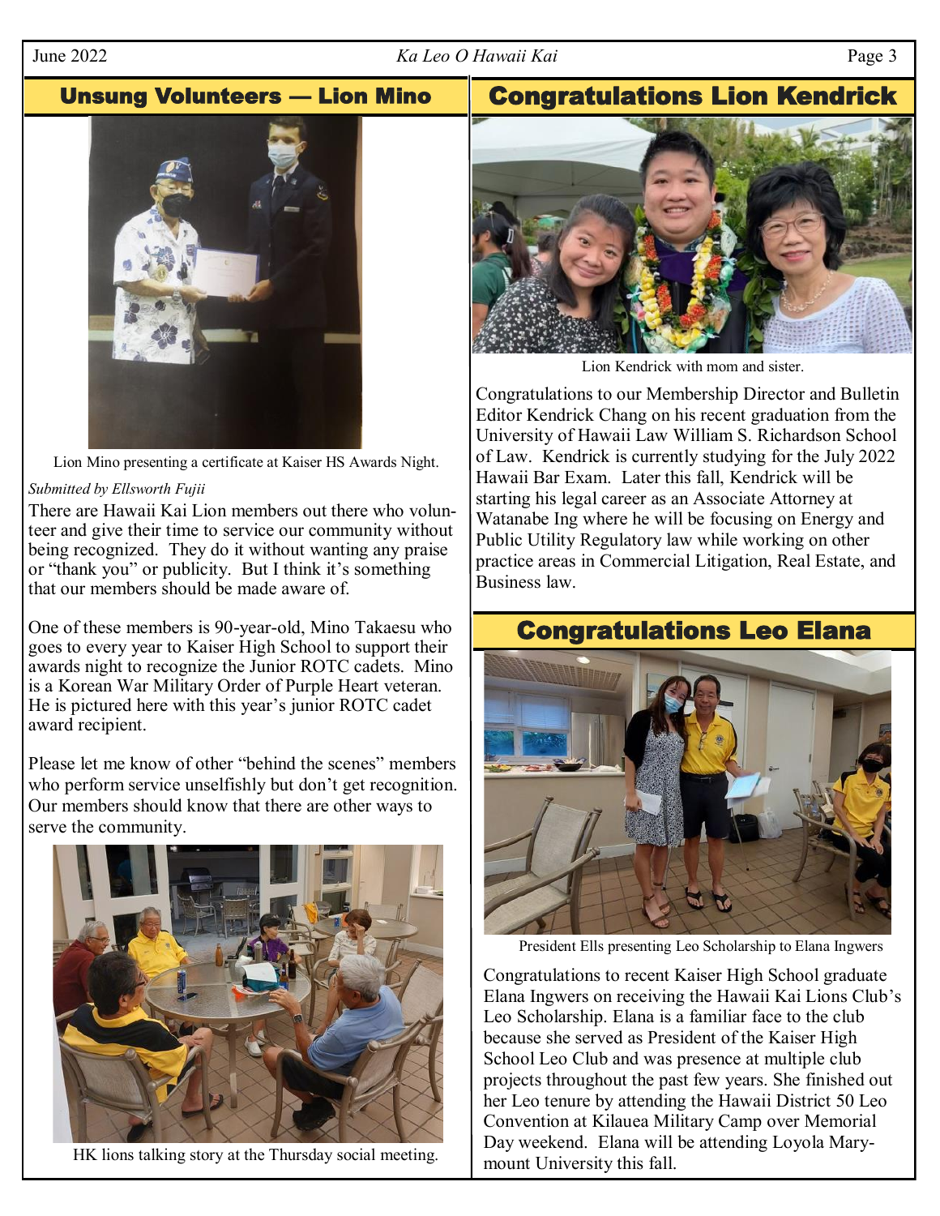## Unsung Volunteers — Lion Mino

Lion Mino presenting a certificate at Kaiser HS Awards Night.

*Submitted by Ellsworth Fujii*

There are Hawaii Kai Lion members out there who volunteer and give their time to service our community without being recognized. They do it without wanting any praise or "thank you" or publicity. But I think it's something that our members should be made aware of.

One of these members is 90-year-old, Mino Takaesu who goes to every year to Kaiser High School to support their awards night to recognize the Junior ROTC cadets. Mino is a Korean War Military Order of Purple Heart veteran. He is pictured here with this year's junior ROTC cadet award recipient.

Please let me know of other "behind the scenes" members who perform service unselfishly but don't get recognition. Our members should know that there are other ways to serve the community.

HK lions talking story at the Thursday social meeting.

## Congratulations Lion Kendrick

Lion Kendrick with mom and sister.

Congratulations to our Membership Director and Bulletin Editor Kendrick Chang on his recent graduation from the University of Hawaii Law William S. Richardson School of Law. Kendrick is currently studying for the July 2022 Hawaii Bar Exam. Later this fall, Kendrick will be starting his legal career as an Associate Attorney at Watanabe Ing where he will be focusing on Energy and Public Utility Regulatory law while working on other practice areas in Commercial Litigation, Real Estate, and Business law.

## Congratulations Leo Elana

President Ells presenting Leo Scholarship to Elana Ingwers

Congratulations to recent Kaiser High School graduate Elana Ingwers on receiving the Hawaii Kai Lions Club's Leo Scholarship. Elana is a familiar face to the club because she served as President of the Kaiser High School Leo Club and was presence at multiple club projects throughout the past few years. She finished out her Leo tenure by attending the Hawaii District 50 Leo Convention at Kilauea Military Camp over Memorial Day weekend. Elana will be attending Loyola Marymount University this fall.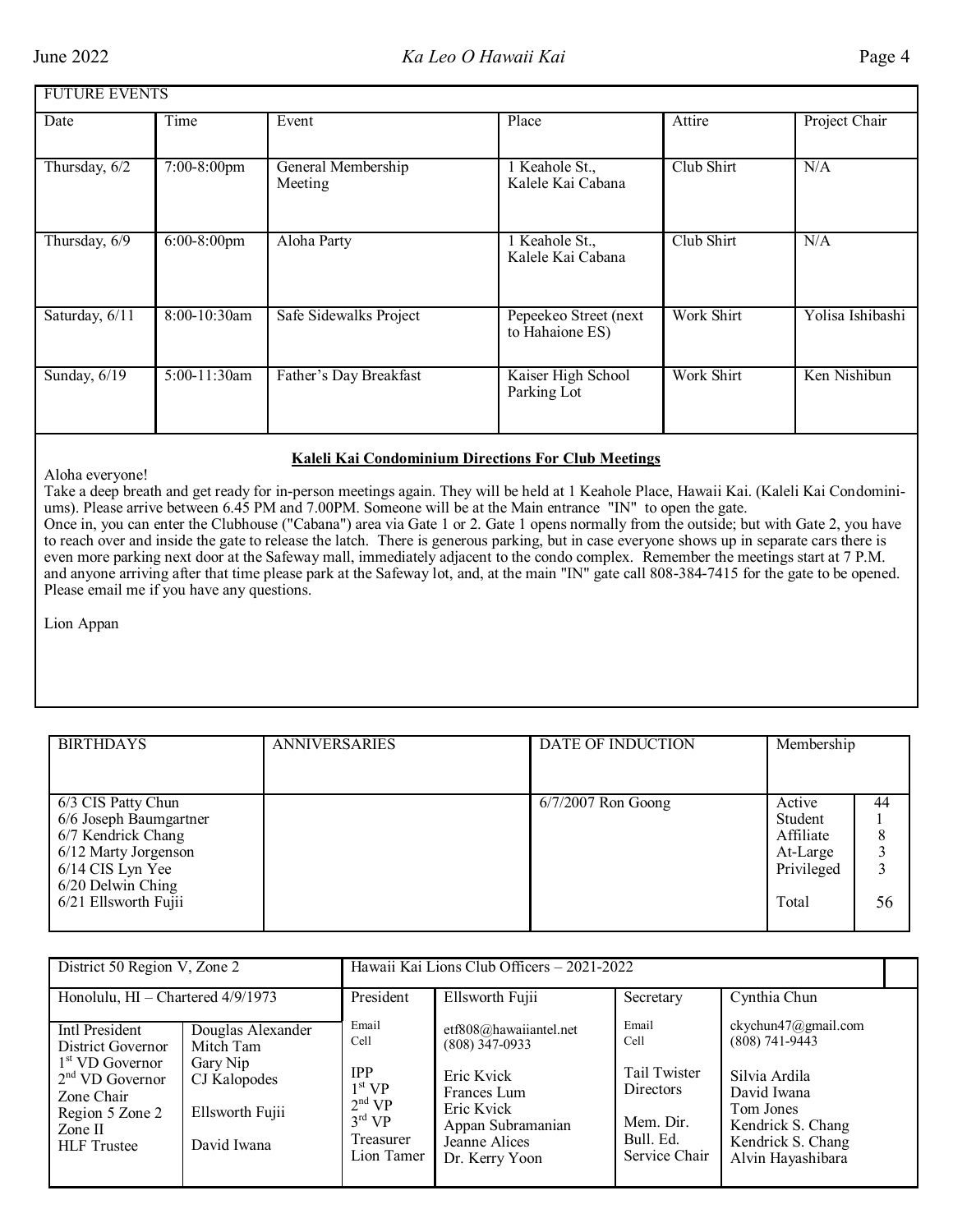## FUTURE EVENTS

| Date | Time | Event | Place | Attire | Project Chair |
|---|---|---|---|---|---|
| Thursday, 6/2 | 7:00-8:00pm | General Membership Meeting | 1 Keahole St., Kalele Kai Cabana | Club Shirt | N/A |
| Thursday, 6/9 | 6:00-8:00pm | Aloha Party | 1 Keahole St., Kalele Kai Cabana | Club Shirt | N/A |
| Saturday, 6/11 | 8:00-10:30am | Safe Sidewalks Project | Pepeekeo Street (next to Hahaione ES) | Work Shirt | Yolisa Ishibashi |
| Sunday, 6/19 | 5:00-11:30am | Father's Day Breakfast | Kaiser High School Parking Lot | Work Shirt | Ken Nishibun |

**Kaleli Kai Condominium Directions For Club Meetings**

Aloha everyone!

Take a deep breath and get ready for in-person meetings again. They will be held at 1 Keahole Place, Hawaii Kai. (Kaleli Kai Condominiums). Please arrive between 6.45 PM and 7.00PM. Someone will be at the Main entrance "IN" to open the gate.

Once in, you can enter the Clubhouse ("Cabana") area via Gate 1 or 2. Gate 1 opens normally from the outside; but with Gate 2, you have to reach over and inside the gate to release the latch. There is generous parking, but in case everyone shows up in separate cars there is even more parking next door at the Safeway mall, immediately adjacent to the condo complex. Remember the meetings start at 7 P.M. and anyone arriving after that time please park at the Safeway lot, and, at the main "IN" gate call 808-384-7415 for the gate to be opened. Please email me if you have any questions.

Lion Appan

| BIRTHDAYS | ANNIVERSARIES | DATE OF INDUCTION | Membership | |
|---|---|---|---|---|
| 6/3 CIS Patty Chun<br>6/6 Joseph Baumgartner<br>6/7 Kendrick Chang<br>6/12 Marty Jorgenson<br>6/14 CIS Lyn Yee<br>6/20 Delwin Ching<br>6/21 Ellsworth Fujii | | 6/7/2007 Ron Goong | Active<br>Student<br>Affiliate<br>At-Large<br>Privileged<br><br>Total | 44<br>1<br>8<br>3<br>3<br><br>56 |

| District 50 Region V, Zone 2 | | Hawaii Kai Lions Club Officers – 2021-2022 | | | |
|---|---|---|---|---|---|
| Honolulu, HI – Chartered 4/9/1973 | | President | Ellsworth Fujii | Secretary | Cynthia Chun |
| Intl President | Douglas Alexander | Email<br>Cell | etf808@hawaiiantel.net<br>(808) 347-0933 | Email<br>Cell | ckychun47@gmail.com<br>(808) 741-9443 |
| District Governor | Mitch Tam | IPP | Eric Kvick | Tail Twister | Silvia Ardila |
| 1st VD Governor | Gary Nip | 1st VP | Frances Lum | Directors | David Iwana |
| 2nd VD Governor | CJ Kalopodes | 2nd VP | Eric Kvick | | Tom Jones |
| Zone Chair Region 5 Zone 2 | Ellsworth Fujii | 3rd VP | Appan Subramanian | Mem. Dir. | Kendrick S. Chang |
| Zone II HLF Trustee | David Iwana | Treasurer | Jeanne Alices | Bull. Ed. | Kendrick S. Chang |
| | | Lion Tamer | Dr. Kerry Yoon | Service Chair | Alvin Hayashibara |